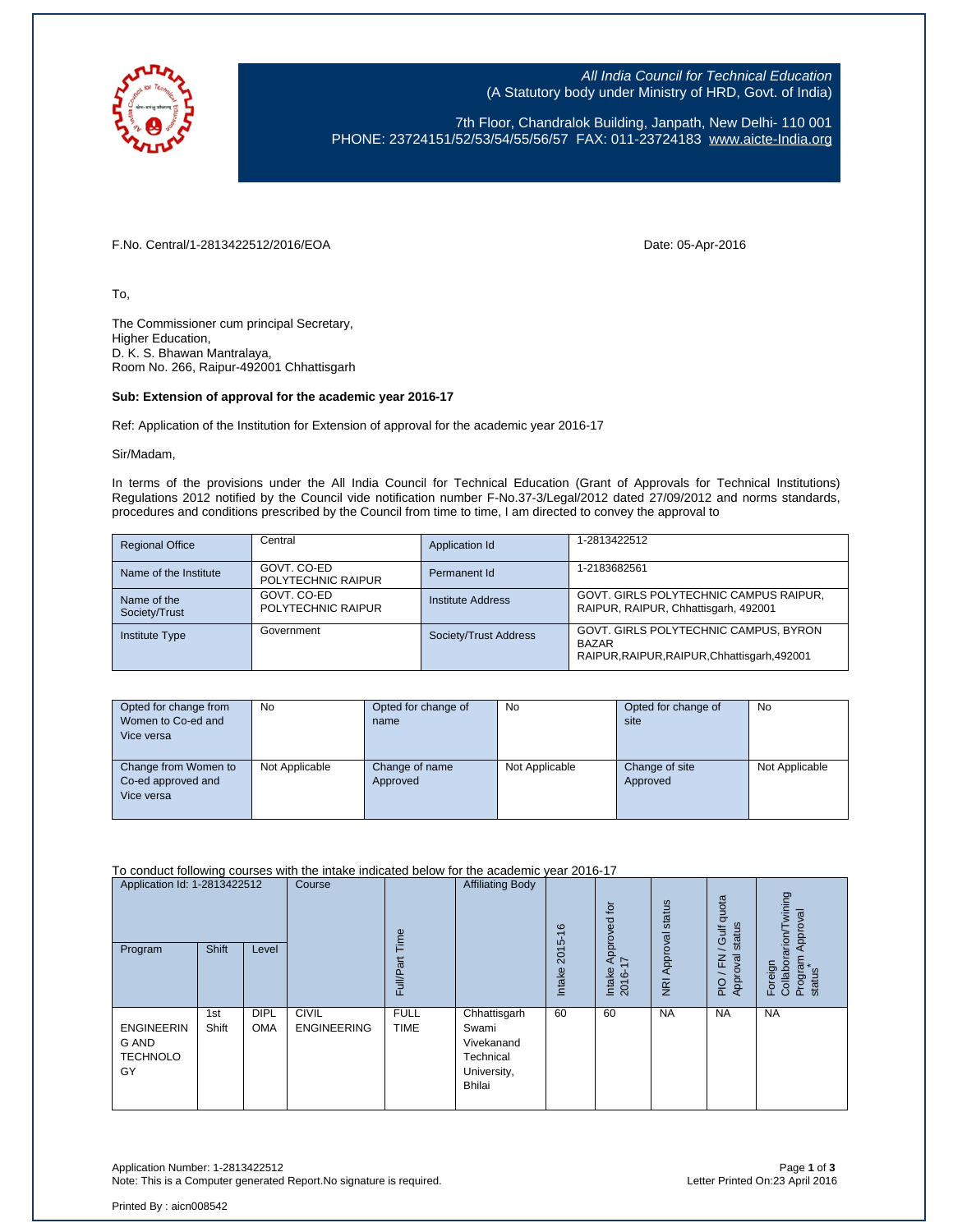*All India Council for Technical Education*
(A Statutory body under Ministry of HRD, Govt. of India)

7th Floor, Chandralok Building, Janpath, New Delhi- 110 001
PHONE: 23724151/52/53/54/55/56/57 FAX: 011-23724183 www.aicte-India.org

F.No. Central/1-2813422512/2016/EOA

Date: 05-Apr-2016

To,

The Commissioner cum principal Secretary,
Higher Education,
D. K. S. Bhawan Mantralaya,
Room No. 266, Raipur-492001 Chhattisgarh

**Sub: Extension of approval for the academic year 2016-17**

Ref: Application of the Institution for Extension of approval for the academic year 2016-17

Sir/Madam,

In terms of the provisions under the All India Council for Technical Education (Grant of Approvals for Technical Institutions) Regulations 2012 notified by the Council vide notification number F-No.37-3/Legal/2012 dated 27/09/2012 and norms standards, procedures and conditions prescribed by the Council from time to time, I am directed to convey the approval to

| Regional Office | Central | Application Id | 1-2813422512 |
|---|---|---|---|
| Name of the Institute | GOVT. CO-ED POLYTECHNIC RAIPUR | Permanent Id | 1-2183682561 |
| Name of the Society/Trust | GOVT. CO-ED POLYTECHNIC RAIPUR | Institute Address | GOVT. GIRLS POLYTECHNIC CAMPUS RAIPUR, RAIPUR, RAIPUR, Chhattisgarh, 492001 |
| Institute Type | Government | Society/Trust Address | GOVT. GIRLS POLYTECHNIC CAMPUS, BYRON BAZAR RAIPUR,RAIPUR,RAIPUR,Chhattisgarh,492001 |

| Opted for change from Women to Co-ed and Vice versa | No | Opted for change of name | No | Opted for change of site | No |
|---|---|---|---|---|---|
| Change from Women to Co-ed approved and Vice versa | Not Applicable | Change of name Approved | Not Applicable | Change of site Approved | Not Applicable |

To conduct following courses with the intake indicated below for the academic year 2016-17

| Application Id: 1-2813422512 | | | Course | Full/Part Time | Affiliating Body | Intake 2015-16 | Intake Approved for 2016-17 | NRI Approval status | PIO / FN / Gulf quota Approval status | Foreign Collaborarion/Twining Program Approval status* |
|---|---|---|---|---|---|---|---|---|---|---|
| Program | Shift | Level | | | | | | | | |
| ENGINEERING AND TECHNOLOGY | 1st Shift | DIPLOMA | CIVIL ENGINEERING | FULL TIME | Chhattisgarh Swami Vivekanand Technical University, Bhilai | 60 | 60 | NA | NA | NA |

Application Number: 1-2813422512
Note: This is a Computer generated Report.No signature is required.

Letter Printed On:23 April 2016

Printed By : aicn008542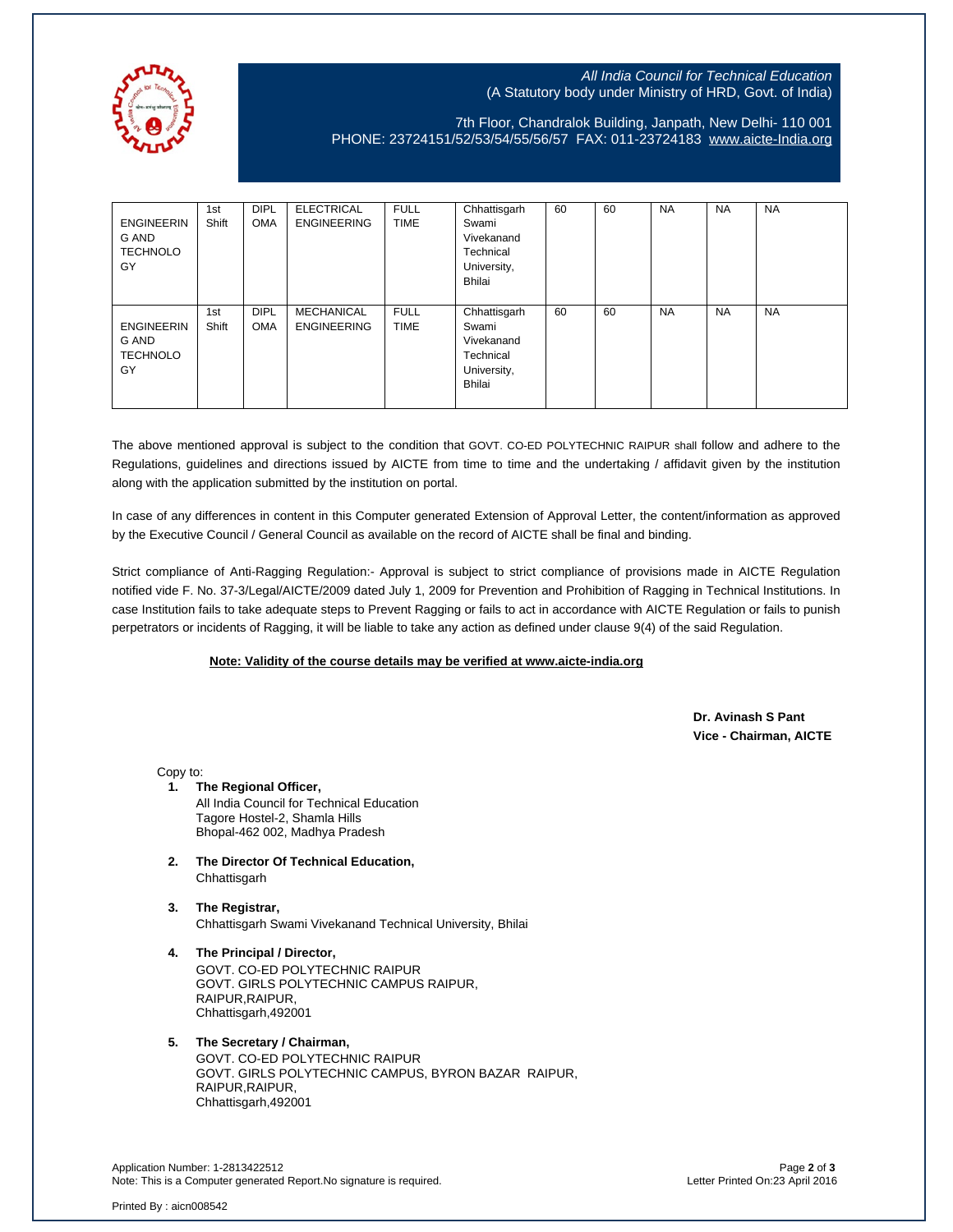| | | | | | | | | | | |
|---|---|---|---|---|---|---|---|---|---|---|
| ENGINEERING AND TECHNOLOGY | 1st Shift | DIPLOMA | ELECTRICAL ENGINEERING | FULL TIME | Chhattisgarh Swami Vivekanand Technical University, Bhilai | 60 | 60 | NA | NA | NA |
| ENGINEERING AND TECHNOLOGY | 1st Shift | DIPLOMA | MECHANICAL ENGINEERING | FULL TIME | Chhattisgarh Swami Vivekanand Technical University, Bhilai | 60 | 60 | NA | NA | NA |

The above mentioned approval is subject to the condition that GOVT. CO-ED POLYTECHNIC RAIPUR shall follow and adhere to the Regulations, guidelines and directions issued by AICTE from time to time and the undertaking / affidavit given by the institution along with the application submitted by the institution on portal.

In case of any differences in content in this Computer generated Extension of Approval Letter, the content/information as approved by the Executive Council / General Council as available on the record of AICTE shall be final and binding.

Strict compliance of Anti-Ragging Regulation:- Approval is subject to strict compliance of provisions made in AICTE Regulation notified vide F. No. 37-3/Legal/AICTE/2009 dated July 1, 2009 for Prevention and Prohibition of Ragging in Technical Institutions. In case Institution fails to take adequate steps to Prevent Ragging or fails to act in accordance with AICTE Regulation or fails to punish perpetrators or incidents of Ragging, it will be liable to take any action as defined under clause 9(4) of the said Regulation.

**Note: Validity of the course details may be verified at www.aicte-india.org**

**Dr. Avinash S Pant**
**Vice - Chairman, AICTE**

Copy to:

1. **The Regional Officer,**
   All India Council for Technical Education
   Tagore Hostel-2, Shamla Hills
   Bhopal-462 002, Madhya Pradesh

2. **The Director Of Technical Education,**
   Chhattisgarh

3. **The Registrar,**
   Chhattisgarh Swami Vivekanand Technical University, Bhilai

4. **The Principal / Director,**
   GOVT. CO-ED POLYTECHNIC RAIPUR
   GOVT. GIRLS POLYTECHNIC CAMPUS RAIPUR,
   RAIPUR,RAIPUR,
   Chhattisgarh,492001

5. **The Secretary / Chairman,**
   GOVT. CO-ED POLYTECHNIC RAIPUR
   GOVT. GIRLS POLYTECHNIC CAMPUS, BYRON BAZAR RAIPUR,
   RAIPUR,RAIPUR,
   Chhattisgarh,492001

Application Number: 1-2813422512
Note: This is a Computer generated Report.No signature is required.
Letter Printed On:23 April 2016

Printed By : aicn008542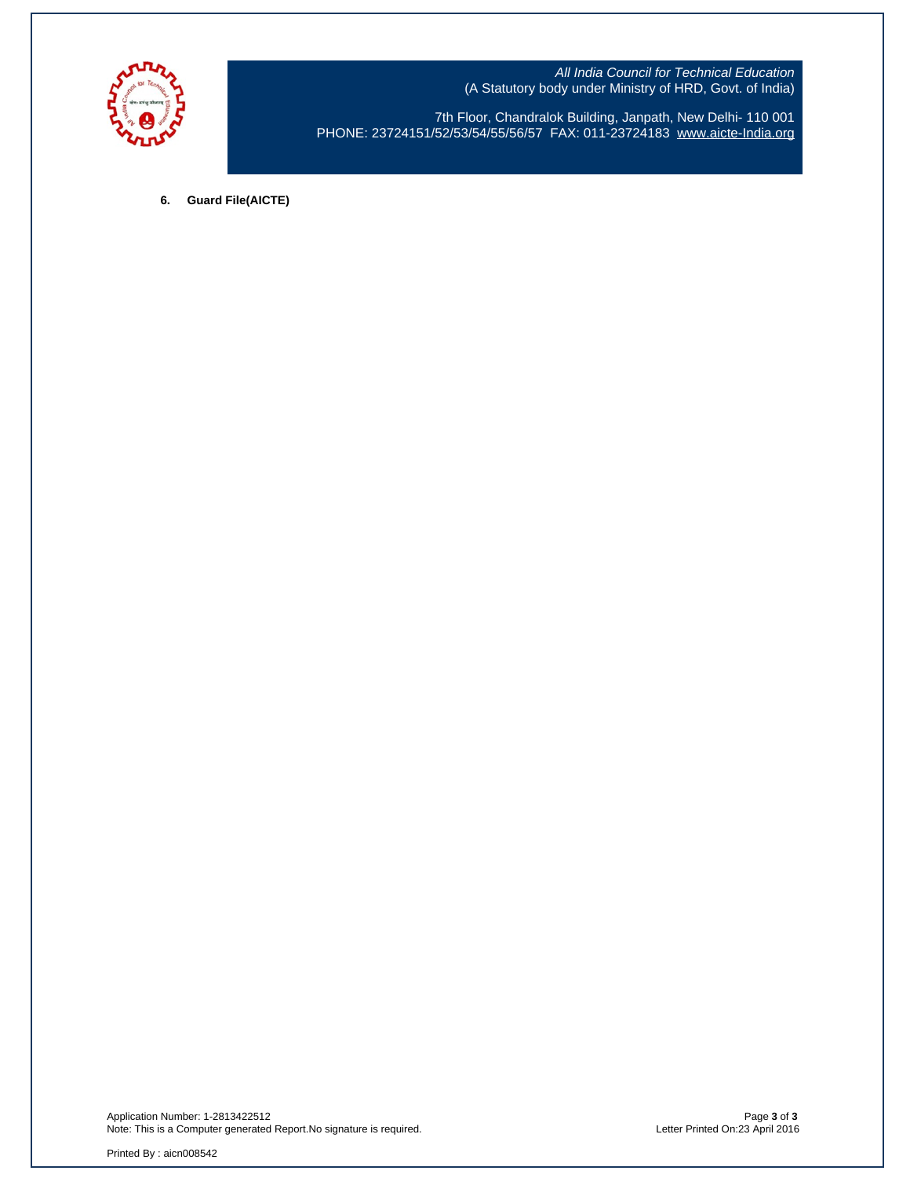6. **Guard File(AICTE)**